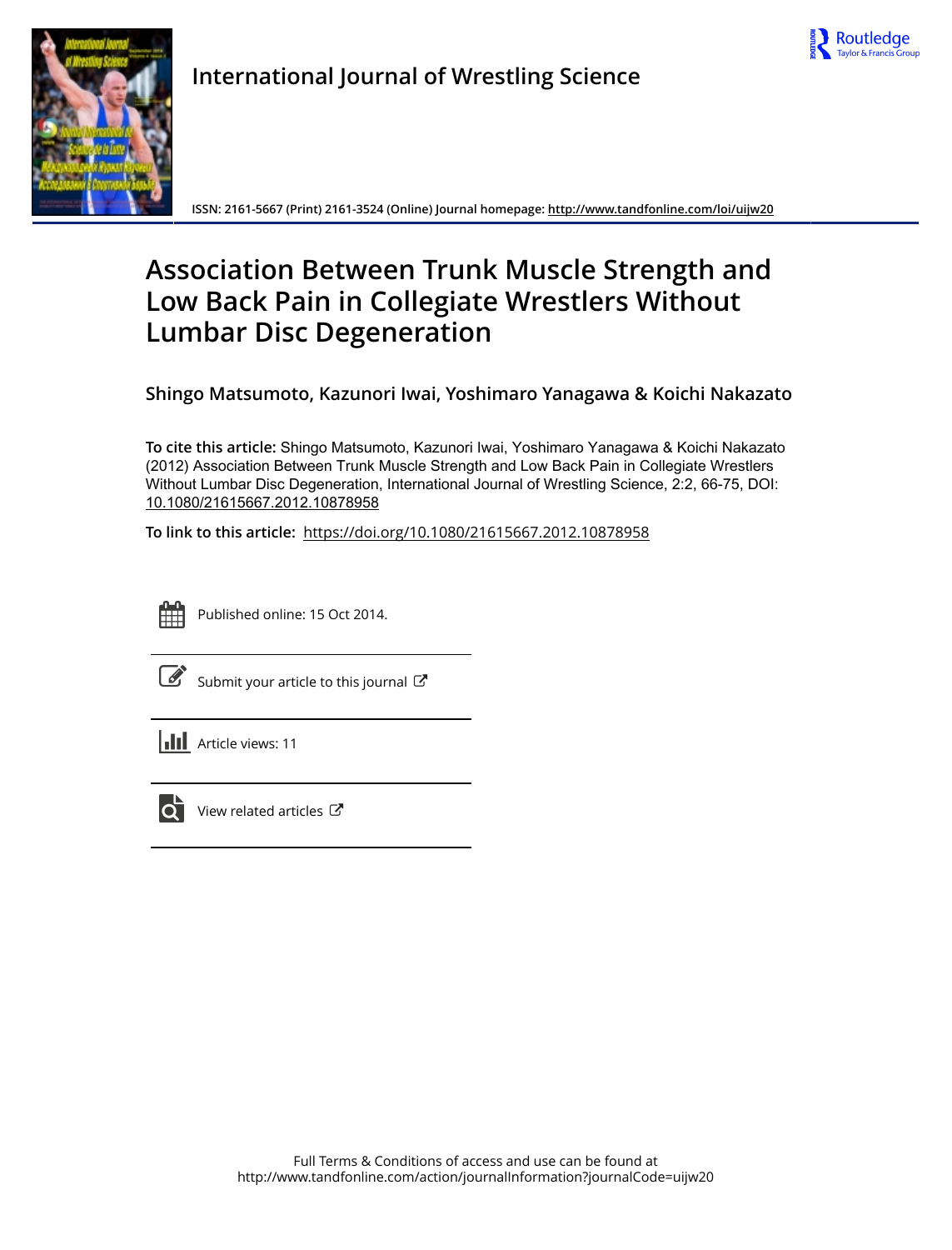International Journal of Wrestling Science

ISSN: 2161-5667 (Print) 2161-3524 (Online) Journal homepage: http://www.tandfonline.com/loi/uijw20

# Association Between Trunk Muscle Strength and Low Back Pain in Collegiate Wrestlers Without Lumbar Disc Degeneration

**Shingo Matsumoto, Kazunori Iwai, Yoshimaro Yanagawa & Koichi Nakazato**

**To cite this article:** Shingo Matsumoto, Kazunori Iwai, Yoshimaro Yanagawa & Koichi Nakazato (2012) Association Between Trunk Muscle Strength and Low Back Pain in Collegiate Wrestlers Without Lumbar Disc Degeneration, International Journal of Wrestling Science, 2:2, 66-75, DOI: 10.1080/21615667.2012.10878958

**To link to this article:** https://doi.org/10.1080/21615667.2012.10878958

Published online: 15 Oct 2014.

Submit your article to this journal

Article views: 11

View related articles

Full Terms & Conditions of access and use can be found at
http://www.tandfonline.com/action/journalInformation?journalCode=uijw20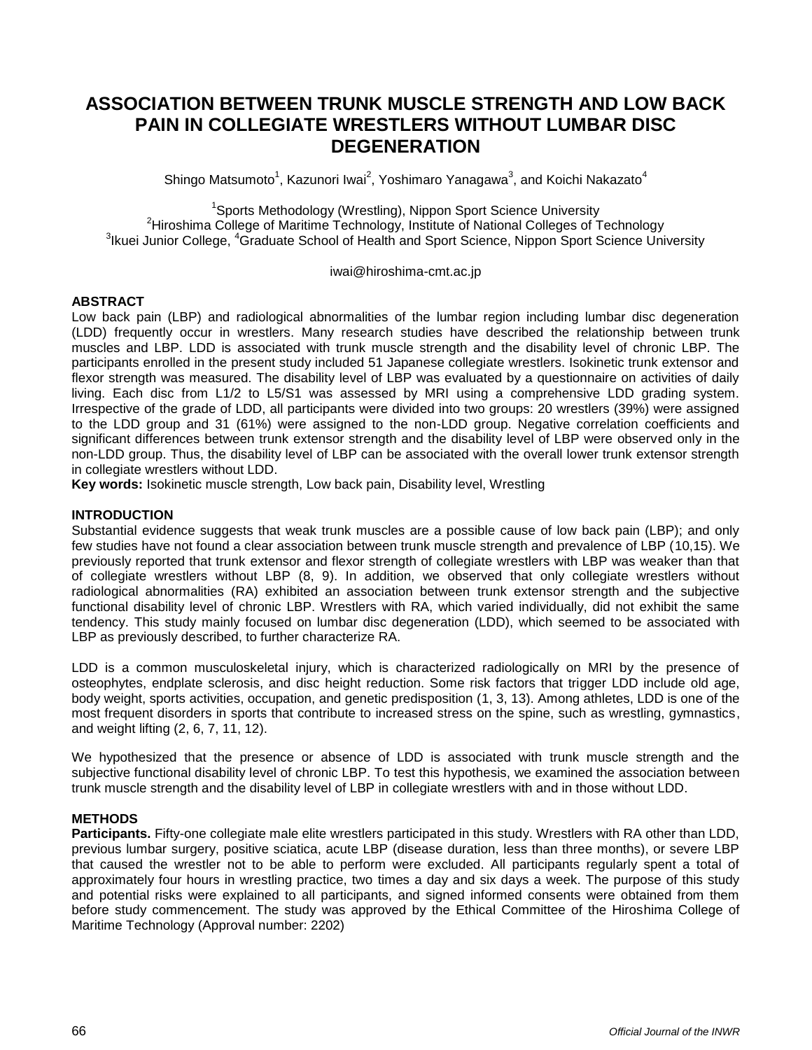# ASSOCIATION BETWEEN TRUNK MUSCLE STRENGTH AND LOW BACK PAIN IN COLLEGIATE WRESTLERS WITHOUT LUMBAR DISC DEGENERATION

Shingo Matsumoto[1], Kazunori Iwai[2], Yoshimaro Yanagawa[3], and Koichi Nakazato[4]

[1]Sports Methodology (Wrestling), Nippon Sport Science University
[2]Hiroshima College of Maritime Technology, Institute of National Colleges of Technology
[3]Ikuei Junior College, [4]Graduate School of Health and Sport Science, Nippon Sport Science University

iwai@hiroshima-cmt.ac.jp

## ABSTRACT

Low back pain (LBP) and radiological abnormalities of the lumbar region including lumbar disc degeneration (LDD) frequently occur in wrestlers. Many research studies have described the relationship between trunk muscles and LBP. LDD is associated with trunk muscle strength and the disability level of chronic LBP. The participants enrolled in the present study included 51 Japanese collegiate wrestlers. Isokinetic trunk extensor and flexor strength was measured. The disability level of LBP was evaluated by a questionnaire on activities of daily living. Each disc from L1/2 to L5/S1 was assessed by MRI using a comprehensive LDD grading system. Irrespective of the grade of LDD, all participants were divided into two groups: 20 wrestlers (39%) were assigned to the LDD group and 31 (61%) were assigned to the non-LDD group. Negative correlation coefficients and significant differences between trunk extensor strength and the disability level of LBP were observed only in the non-LDD group. Thus, the disability level of LBP can be associated with the overall lower trunk extensor strength in collegiate wrestlers without LDD.

**Key words:** Isokinetic muscle strength, Low back pain, Disability level, Wrestling

## INTRODUCTION

Substantial evidence suggests that weak trunk muscles are a possible cause of low back pain (LBP); and only few studies have not found a clear association between trunk muscle strength and prevalence of LBP (10,15). We previously reported that trunk extensor and flexor strength of collegiate wrestlers with LBP was weaker than that of collegiate wrestlers without LBP (8, 9). In addition, we observed that only collegiate wrestlers without radiological abnormalities (RA) exhibited an association between trunk extensor strength and the subjective functional disability level of chronic LBP. Wrestlers with RA, which varied individually, did not exhibit the same tendency. This study mainly focused on lumbar disc degeneration (LDD), which seemed to be associated with LBP as previously described, to further characterize RA.

LDD is a common musculoskeletal injury, which is characterized radiologically on MRI by the presence of osteophytes, endplate sclerosis, and disc height reduction. Some risk factors that trigger LDD include old age, body weight, sports activities, occupation, and genetic predisposition (1, 3, 13). Among athletes, LDD is one of the most frequent disorders in sports that contribute to increased stress on the spine, such as wrestling, gymnastics, and weight lifting (2, 6, 7, 11, 12).

We hypothesized that the presence or absence of LDD is associated with trunk muscle strength and the subjective functional disability level of chronic LBP. To test this hypothesis, we examined the association between trunk muscle strength and the disability level of LBP in collegiate wrestlers with and in those without LDD.

## METHODS

**Participants.** Fifty-one collegiate male elite wrestlers participated in this study. Wrestlers with RA other than LDD, previous lumbar surgery, positive sciatica, acute LBP (disease duration, less than three months), or severe LBP that caused the wrestler not to be able to perform were excluded. All participants regularly spent a total of approximately four hours in wrestling practice, two times a day and six days a week. The purpose of this study and potential risks were explained to all participants, and signed informed consents were obtained from them before study commencement. The study was approved by the Ethical Committee of the Hiroshima College of Maritime Technology (Approval number: 2202)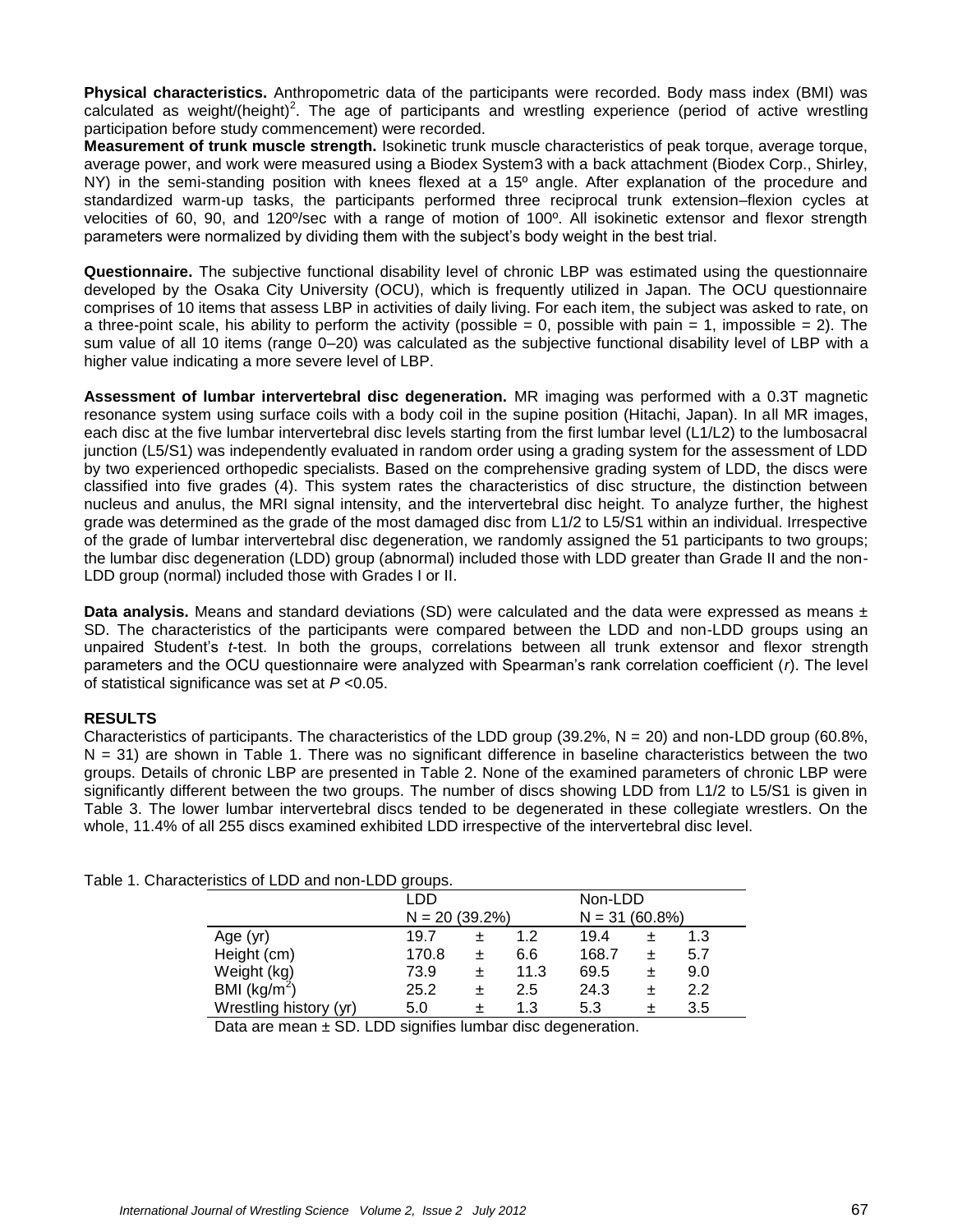**Physical characteristics.** Anthropometric data of the participants were recorded. Body mass index (BMI) was calculated as weight/(height)$^2$. The age of participants and wrestling experience (period of active wrestling participation before study commencement) were recorded.

**Measurement of trunk muscle strength.** Isokinetic trunk muscle characteristics of peak torque, average torque, average power, and work were measured using a Biodex System3 with a back attachment (Biodex Corp., Shirley, NY) in the semi-standing position with knees flexed at a 15º angle. After explanation of the procedure and standardized warm-up tasks, the participants performed three reciprocal trunk extension–flexion cycles at velocities of 60, 90, and 120º/sec with a range of motion of 100º. All isokinetic extensor and flexor strength parameters were normalized by dividing them with the subject's body weight in the best trial.

**Questionnaire.** The subjective functional disability level of chronic LBP was estimated using the questionnaire developed by the Osaka City University (OCU), which is frequently utilized in Japan. The OCU questionnaire comprises of 10 items that assess LBP in activities of daily living. For each item, the subject was asked to rate, on a three-point scale, his ability to perform the activity (possible = 0, possible with pain = 1, impossible = 2). The sum value of all 10 items (range 0–20) was calculated as the subjective functional disability level of LBP with a higher value indicating a more severe level of LBP.

**Assessment of lumbar intervertebral disc degeneration.** MR imaging was performed with a 0.3T magnetic resonance system using surface coils with a body coil in the supine position (Hitachi, Japan). In all MR images, each disc at the five lumbar intervertebral disc levels starting from the first lumbar level (L1/L2) to the lumbosacral junction (L5/S1) was independently evaluated in random order using a grading system for the assessment of LDD by two experienced orthopedic specialists. Based on the comprehensive grading system of LDD, the discs were classified into five grades (4). This system rates the characteristics of disc structure, the distinction between nucleus and anulus, the MRI signal intensity, and the intervertebral disc height. To analyze further, the highest grade was determined as the grade of the most damaged disc from L1/2 to L5/S1 within an individual. Irrespective of the grade of lumbar intervertebral disc degeneration, we randomly assigned the 51 participants to two groups; the lumbar disc degeneration (LDD) group (abnormal) included those with LDD greater than Grade II and the non-LDD group (normal) included those with Grades I or II.

**Data analysis.** Means and standard deviations (SD) were calculated and the data were expressed as means ± SD. The characteristics of the participants were compared between the LDD and non-LDD groups using an unpaired Student's *t*-test. In both the groups, correlations between all trunk extensor and flexor strength parameters and the OCU questionnaire were analyzed with Spearman's rank correlation coefficient ($r$). The level of statistical significance was set at $P$ <0.05.

## RESULTS

Characteristics of participants. The characteristics of the LDD group (39.2%, N = 20) and non-LDD group (60.8%, N = 31) are shown in Table 1. There was no significant difference in baseline characteristics between the two groups. Details of chronic LBP are presented in Table 2. None of the examined parameters of chronic LBP were significantly different between the two groups. The number of discs showing LDD from L1/2 to L5/S1 is given in Table 3. The lower lumbar intervertebral discs tended to be degenerated in these collegiate wrestlers. On the whole, 11.4% of all 255 discs examined exhibited LDD irrespective of the intervertebral disc level.

Table 1. Characteristics of LDD and non-LDD groups.

| | LDD N = 20 (39.2%) | Non-LDD N = 31 (60.8%) |
|---|---|---|
| Age (yr) | 19.7 ± 1.2 | 19.4 ± 1.3 |
| Height (cm) | 170.8 ± 6.6 | 168.7 ± 5.7 |
| Weight (kg) | 73.9 ± 11.3 | 69.5 ± 9.0 |
| BMI (kg/m$^2$) | 25.2 ± 2.5 | 24.3 ± 2.2 |
| Wrestling history (yr) | 5.0 ± 1.3 | 5.3 ± 3.5 |

Data are mean ± SD. LDD signifies lumbar disc degeneration.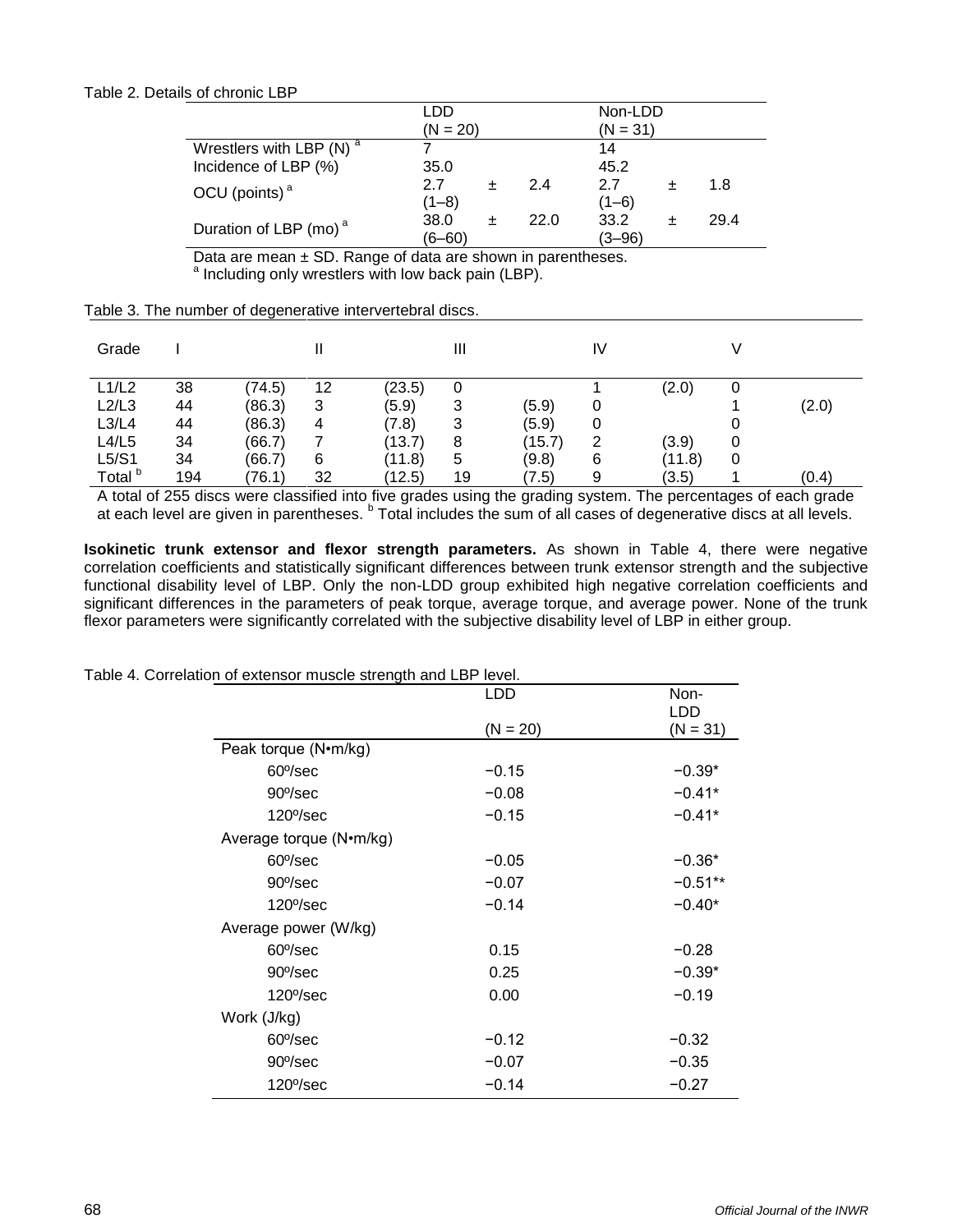Table 2. Details of chronic LBP

| | LDD (N = 20) | Non-LDD (N = 31) |
|---|---|---|
| Wrestlers with LBP (N) [a] | 7 | 14 |
| Incidence of LBP (%) | 35.0 | 45.2 |
| OCU (points) [a] | 2.7 ± 2.4 (1–8) | 2.7 ± 1.8 (1–6) |
| Duration of LBP (mo) [a] | 38.0 ± 22.0 (6–60) | 33.2 ± 29.4 (3–96) |

Data are mean ± SD. Range of data are shown in parentheses.
[a] Including only wrestlers with low back pain (LBP).

Table 3. The number of degenerative intervertebral discs.

| Grade | I | | II | | III | | IV | | V | |
|---|---|---|---|---|---|---|---|---|---|---|
| L1/L2 | 38 | (74.5) | 12 | (23.5) | 0 | | 1 | (2.0) | 0 | |
| L2/L3 | 44 | (86.3) | 3 | (5.9) | 3 | (5.9) | 0 | | 1 | (2.0) |
| L3/L4 | 44 | (86.3) | 4 | (7.8) | 3 | (5.9) | 0 | | 0 | |
| L4/L5 | 34 | (66.7) | 7 | (13.7) | 8 | (15.7) | 2 | (3.9) | 0 | |
| L5/S1 | 34 | (66.7) | 6 | (11.8) | 5 | (9.8) | 6 | (11.8) | 0 | |
| Total [b] | 194 | (76.1) | 32 | (12.5) | 19 | (7.5) | 9 | (3.5) | 1 | (0.4) |

A total of 255 discs were classified into five grades using the grading system. The percentages of each grade at each level are given in parentheses. [b] Total includes the sum of all cases of degenerative discs at all levels.

**Isokinetic trunk extensor and flexor strength parameters.** As shown in Table 4, there were negative correlation coefficients and statistically significant differences between trunk extensor strength and the subjective functional disability level of LBP. Only the non-LDD group exhibited high negative correlation coefficients and significant differences in the parameters of peak torque, average torque, and average power. None of the trunk flexor parameters were significantly correlated with the subjective disability level of LBP in either group.

Table 4. Correlation of extensor muscle strength and LBP level.

| | LDD (N = 20) | Non-LDD (N = 31) |
|---|---|---|
| Peak torque (N•m/kg) | | |
| 60º/sec | −0.15 | −0.39* |
| 90º/sec | −0.08 | −0.41* |
| 120º/sec | −0.15 | −0.41* |
| Average torque (N•m/kg) | | |
| 60º/sec | −0.05 | −0.36* |
| 90º/sec | −0.07 | −0.51** |
| 120º/sec | −0.14 | −0.40* |
| Average power (W/kg) | | |
| 60º/sec | 0.15 | −0.28 |
| 90º/sec | 0.25 | −0.39* |
| 120º/sec | 0.00 | −0.19 |
| Work (J/kg) | | |
| 60º/sec | −0.12 | −0.32 |
| 90º/sec | −0.07 | −0.35 |
| 120º/sec | −0.14 | −0.27 |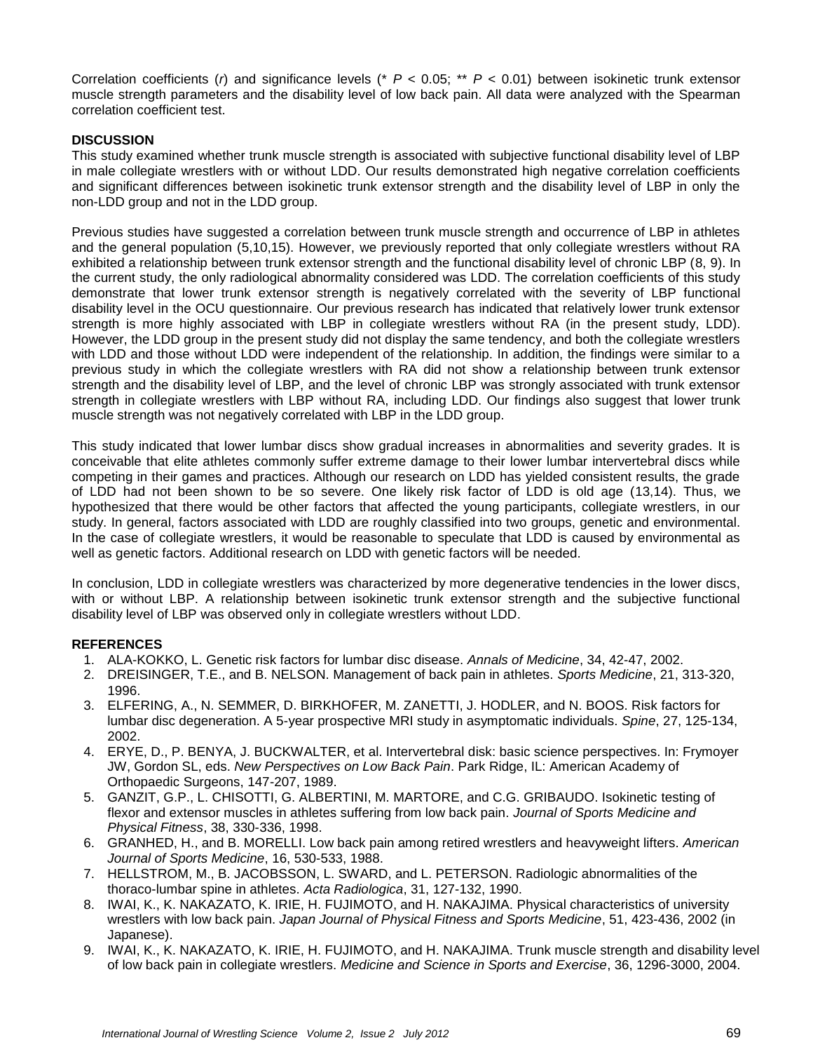Correlation coefficients (*r*) and significance levels (* $P < 0.05$; ** $P < 0.01$) between isokinetic trunk extensor muscle strength parameters and the disability level of low back pain. All data were analyzed with the Spearman correlation coefficient test.

**DISCUSSION**

This study examined whether trunk muscle strength is associated with subjective functional disability level of LBP in male collegiate wrestlers with or without LDD. Our results demonstrated high negative correlation coefficients and significant differences between isokinetic trunk extensor strength and the disability level of LBP in only the non-LDD group and not in the LDD group.

Previous studies have suggested a correlation between trunk muscle strength and occurrence of LBP in athletes and the general population (5,10,15). However, we previously reported that only collegiate wrestlers without RA exhibited a relationship between trunk extensor strength and the functional disability level of chronic LBP (8, 9). In the current study, the only radiological abnormality considered was LDD. The correlation coefficients of this study demonstrate that lower trunk extensor strength is negatively correlated with the severity of LBP functional disability level in the OCU questionnaire. Our previous research has indicated that relatively lower trunk extensor strength is more highly associated with LBP in collegiate wrestlers without RA (in the present study, LDD). However, the LDD group in the present study did not display the same tendency, and both the collegiate wrestlers with LDD and those without LDD were independent of the relationship. In addition, the findings were similar to a previous study in which the collegiate wrestlers with RA did not show a relationship between trunk extensor strength and the disability level of LBP, and the level of chronic LBP was strongly associated with trunk extensor strength in collegiate wrestlers with LBP without RA, including LDD. Our findings also suggest that lower trunk muscle strength was not negatively correlated with LBP in the LDD group.

This study indicated that lower lumbar discs show gradual increases in abnormalities and severity grades. It is conceivable that elite athletes commonly suffer extreme damage to their lower lumbar intervertebral discs while competing in their games and practices. Although our research on LDD has yielded consistent results, the grade of LDD had not been shown to be so severe. One likely risk factor of LDD is old age (13,14). Thus, we hypothesized that there would be other factors that affected the young participants, collegiate wrestlers, in our study. In general, factors associated with LDD are roughly classified into two groups, genetic and environmental. In the case of collegiate wrestlers, it would be reasonable to speculate that LDD is caused by environmental as well as genetic factors. Additional research on LDD with genetic factors will be needed.

In conclusion, LDD in collegiate wrestlers was characterized by more degenerative tendencies in the lower discs, with or without LBP. A relationship between isokinetic trunk extensor strength and the subjective functional disability level of LBP was observed only in collegiate wrestlers without LDD.

**REFERENCES**

1. ALA-KOKKO, L. Genetic risk factors for lumbar disc disease. *Annals of Medicine*, 34, 42-47, 2002.
2. DREISINGER, T.E., and B. NELSON. Management of back pain in athletes. *Sports Medicine*, 21, 313-320, 1996.
3. ELFERING, A., N. SEMMER, D. BIRKHOFER, M. ZANETTI, J. HODLER, and N. BOOS. Risk factors for lumbar disc degeneration. A 5-year prospective MRI study in asymptomatic individuals. *Spine*, 27, 125-134, 2002.
4. ERYE, D., P. BENYA, J. BUCKWALTER, et al. Intervertebral disk: basic science perspectives. In: Frymoyer JW, Gordon SL, eds. *New Perspectives on Low Back Pain*. Park Ridge, IL: American Academy of Orthopaedic Surgeons, 147-207, 1989.
5. GANZIT, G.P., L. CHISOTTI, G. ALBERTINI, M. MARTORE, and C.G. GRIBAUDO. Isokinetic testing of flexor and extensor muscles in athletes suffering from low back pain. *Journal of Sports Medicine and Physical Fitness*, 38, 330-336, 1998.
6. GRANHED, H., and B. MORELLI. Low back pain among retired wrestlers and heavyweight lifters. *American Journal of Sports Medicine*, 16, 530-533, 1988.
7. HELLSTROM, M., B. JACOBSSON, L. SWARD, and L. PETERSON. Radiologic abnormalities of the thoraco-lumbar spine in athletes. *Acta Radiologica*, 31, 127-132, 1990.
8. IWAI, K., K. NAKAZATO, K. IRIE, H. FUJIMOTO, and H. NAKAJIMA. Physical characteristics of university wrestlers with low back pain. *Japan Journal of Physical Fitness and Sports Medicine*, 51, 423-436, 2002 (in Japanese).
9. IWAI, K., K. NAKAZATO, K. IRIE, H. FUJIMOTO, and H. NAKAJIMA. Trunk muscle strength and disability level of low back pain in collegiate wrestlers. *Medicine and Science in Sports and Exercise*, 36, 1296-3000, 2004.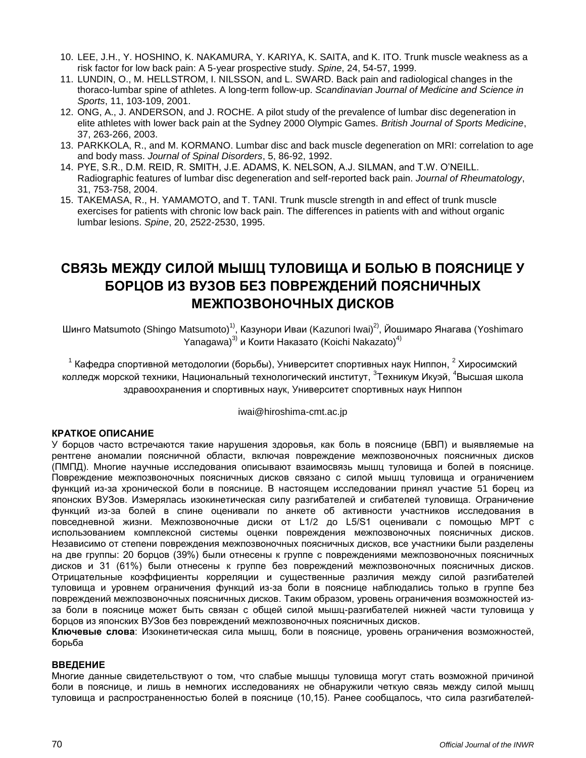10. LEE, J.H., Y. HOSHINO, K. NAKAMURA, Y. KARIYA, K. SAITA, and K. ITO. Trunk muscle weakness as a risk factor for low back pain: A 5-year prospective study. *Spine*, 24, 54-57, 1999.
11. LUNDIN, O., M. HELLSTROM, I. NILSSON, and L. SWARD. Back pain and radiological changes in the thoraco-lumbar spine of athletes. A long-term follow-up. *Scandinavian Journal of Medicine and Science in Sports*, 11, 103-109, 2001.
12. ONG, A., J. ANDERSON, and J. ROCHE. A pilot study of the prevalence of lumbar disc degeneration in elite athletes with lower back pain at the Sydney 2000 Olympic Games. *British Journal of Sports Medicine*, 37, 263-266, 2003.
13. PARKKOLA, R., and M. KORMANO. Lumbar disc and back muscle degeneration on MRI: correlation to age and body mass. *Journal of Spinal Disorders*, 5, 86-92, 1992.
14. PYE, S.R., D.M. REID, R. SMITH, J.E. ADAMS, K. NELSON, A.J. SILMAN, and T.W. O'NEILL. Radiographic features of lumbar disc degeneration and self-reported back pain. *Journal of Rheumatology*, 31, 753-758, 2004.
15. TAKEMASA, R., H. YAMAMOTO, and T. TANI. Trunk muscle strength in and effect of trunk muscle exercises for patients with chronic low back pain. The differences in patients with and without organic lumbar lesions. *Spine*, 20, 2522-2530, 1995.

# СВЯЗЬ МЕЖДУ СИЛОЙ МЫШЦ ТУЛОВИЩА И БОЛЬЮ В ПОЯСНИЦЕ У БОРЦОВ ИЗ ВУЗОВ БЕЗ ПОВРЕЖДЕНИЙ ПОЯСНИЧНЫХ МЕЖПОЗВОНОЧНЫХ ДИСКОВ

Шинго Matsumoto (Shingo Matsumoto)[1)], Казунори Иваи (Kazunori Iwai)[2)], Йошимаро Янагава (Yoshimaro Yanagawa)[3)] и Коити Наказато (Koichi Nakazato)[4)]

[1] Кафедра спортивной методологии (борьбы), Университет спортивных наук Ниппон, [2] Хиросимский колледж морской техники, Национальный технологический институт, [3]Техникум Икуэй, [4]Высшая школа здравоохранения и спортивных наук, Университет спортивных наук Ниппон

iwai@hiroshima-cmt.ac.jp

**КРАТКОЕ ОПИСАНИЕ**

У борцов часто встречаются такие нарушения здоровья, как боль в пояснице (БВП) и выявляемые на рентгене аномалии поясничной области, включая повреждение межпозвоночных поясничных дисков (ПМПД). Многие научные исследования описывают взаимосвязь мышц туловища и болей в пояснице. Повреждение межпозвоночных поясничных дисков связано с силой мышц туловища и ограничением функций из-за хронической боли в пояснице. В настоящем исследовании принял участие 51 борец из японских ВУЗов. Измерялась изокинетическая силу разгибателей и сгибателей туловища. Ограничение функций из-за болей в спине оценивали по анкете об активности участников исследования в повседневной жизни. Межпозвоночные диски от L1/2 до L5/S1 оценивали с помощью МРТ с использованием комплексной системы оценки повреждения межпозвоночных поясничных дисков. Независимо от степени повреждения межпозвоночных поясничных дисков, все участники были разделены на две группы: 20 борцов (39%) были отнесены к группе с повреждениями межпозвоночных поясничных дисков и 31 (61%) были отнесены к группе без повреждений межпозвоночных поясничных дисков. Отрицательные коэффициенты корреляции и существенные различия между силой разгибателей туловища и уровнем ограничения функций из-за боли в пояснице наблюдались только в группе без повреждений межпозвоночных поясничных дисков. Таким образом, уровень ограничения возможностей из-за боли в пояснице может быть связан с общей силой мышц-разгибателей нижней части туловища у борцов из японских ВУЗов без повреждений межпозвоночных поясничных дисков.

**Ключевые слова**: Изокинетическая сила мышц, боли в пояснице, уровень ограничения возможностей, борьба

**ВВЕДЕНИЕ**

Многие данные свидетельствуют о том, что слабые мышцы туловища могут стать возможной причиной боли в пояснице, и лишь в немногих исследованиях не обнаружили четкую связь между силой мышц туловища и распространенностью болей в пояснице (10,15). Ранее сообщалось, что сила разгибателей-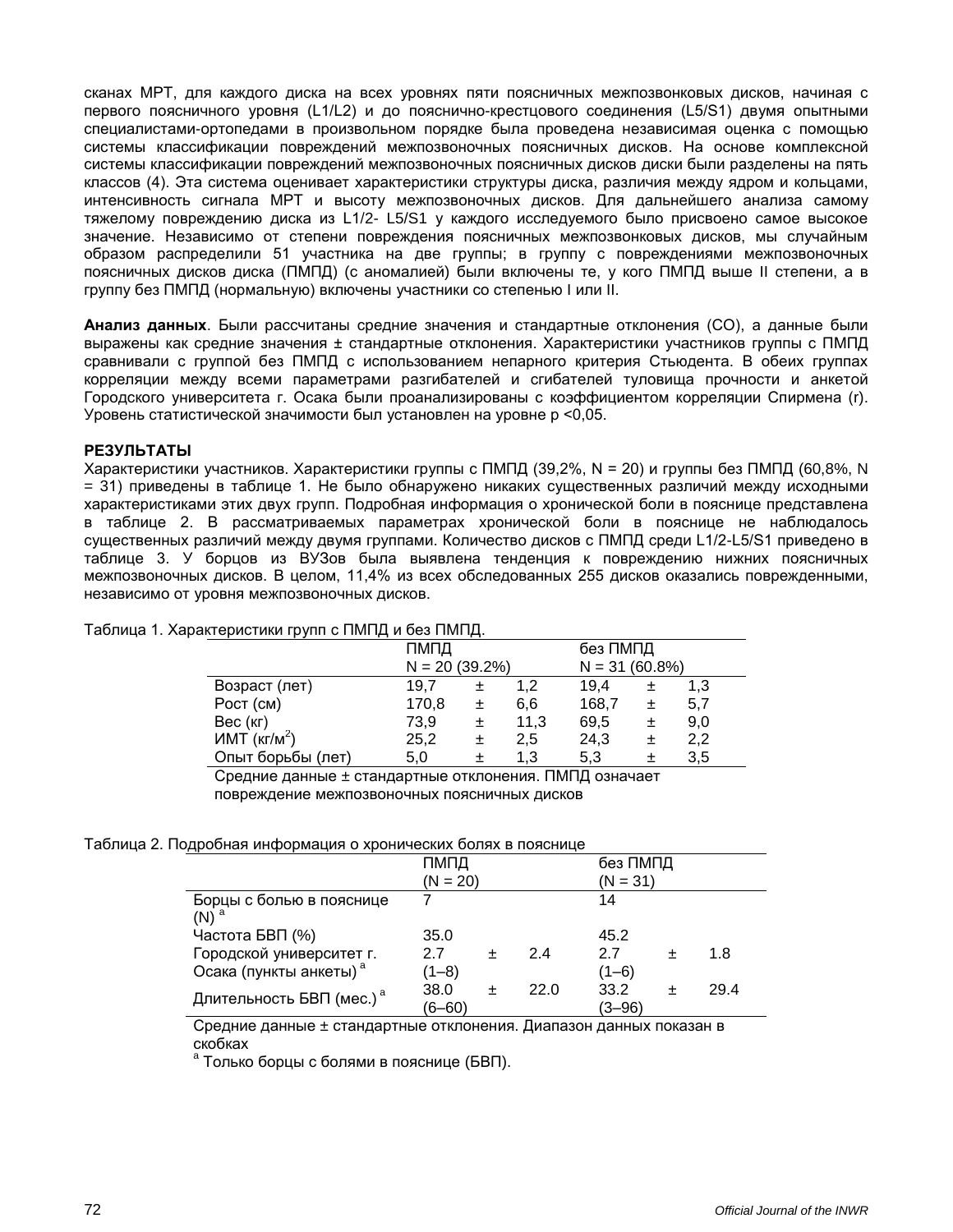сканах МРТ, для каждого диска на всех уровнях пяти поясничных межпозвонковых дисков, начиная с первого поясничного уровня (L1/L2) и до пояснично-крестцового соединения (L5/S1) двумя опытными специалистами-ортопедами в произвольном порядке была проведена независимая оценка с помощью системы классификации повреждений межпозвоночных поясничных дисков. На основе комплексной системы классификации повреждений межпозвоночных поясничных дисков диски были разделены на пять классов (4). Эта система оценивает характеристики структуры диска, различия между ядром и кольцами, интенсивность сигнала МРТ и высоту межпозвоночных дисков. Для дальнейшего анализа самому тяжелому повреждению диска из L1/2- L5/S1 у каждого исследуемого было присвоено самое высокое значение. Независимо от степени повреждения поясничных межпозвонковых дисков, мы случайным образом распределили 51 участника на две группы; в группу с повреждениями межпозвоночных поясничных дисков диска (ПМПД) (с аномалией) были включены те, у кого ПМПД выше II степени, а в группу без ПМПД (нормальную) включены участники со степенью I или II.

**Анализ данных**. Были рассчитаны средние значения и стандартные отклонения (СО), а данные были выражены как средние значения ± стандартные отклонения. Характеристики участников группы с ПМПД сравнивали с группой без ПМПД с использованием непарного критерия Стьюдента. В обеих группах корреляции между всеми параметрами разгибателей и сгибателей туловища прочности и анкетой Городского университета г. Осака были проанализированы с коэффициентом корреляции Спирмена (r). Уровень статистической значимости был установлен на уровне $p < 0{,}05$.

## РЕЗУЛЬТАТЫ

Характеристики участников. Характеристики группы с ПМПД (39,2%, N = 20) и группы без ПМПД (60,8%, N = 31) приведены в таблице 1. Не было обнаружено никаких существенных различий между исходными характеристиками этих двух групп. Подробная информация о хронической боли в пояснице представлена в таблице 2. В рассматриваемых параметрах хронической боли в пояснице не наблюдалось существенных различий между двумя группами. Количество дисков с ПМПД среди L1/2-L5/S1 приведено в таблице 3. У борцов из ВУЗов была выявлена тенденция к повреждению нижних поясничных межпозвоночных дисков. В целом, 11,4% из всех обследованных 255 дисков оказались поврежденными, независимо от уровня межпозвоночных дисков.

Таблица 1. Характеристики групп с ПМПД и без ПМПД.

| | ПМПД N = 20 (39.2%) | без ПМПД N = 31 (60.8%) |
|---|---|---|
| Возраст (лет) | 19,7 ± 1,2 | 19,4 ± 1,3 |
| Рост (см) | 170,8 ± 6,6 | 168,7 ± 5,7 |
| Вес (кг) | 73,9 ± 11,3 | 69,5 ± 9,0 |
| ИМТ (кг/м$^2$) | 25,2 ± 2,5 | 24,3 ± 2,2 |
| Опыт борьбы (лет) | 5,0 ± 1,3 | 5,3 ± 3,5 |

Средние данные ± стандартные отклонения. ПМПД означает повреждение межпозвоночных поясничных дисков

Таблица 2. Подробная информация о хронических болях в пояснице

| | ПМПД (N = 20) | без ПМПД (N = 31) |
|---|---|---|
| Борцы с болью в пояснице (N) [a] | 7 | 14 |
| Частота БВП (%) | 35.0 | 45.2 |
| Городской университет г. Осака (пункты анкеты) [a] | 2.7 ± 2.4 (1–8) | 2.7 ± 1.8 (1–6) |
| Длительность БВП (мес.) [a] | 38.0 ± 22.0 (6–60) | 33.2 ± 29.4 (3–96) |

Средние данные ± стандартные отклонения. Диапазон данных показан в скобках

[a] Только борцы с болями в пояснице (БВП).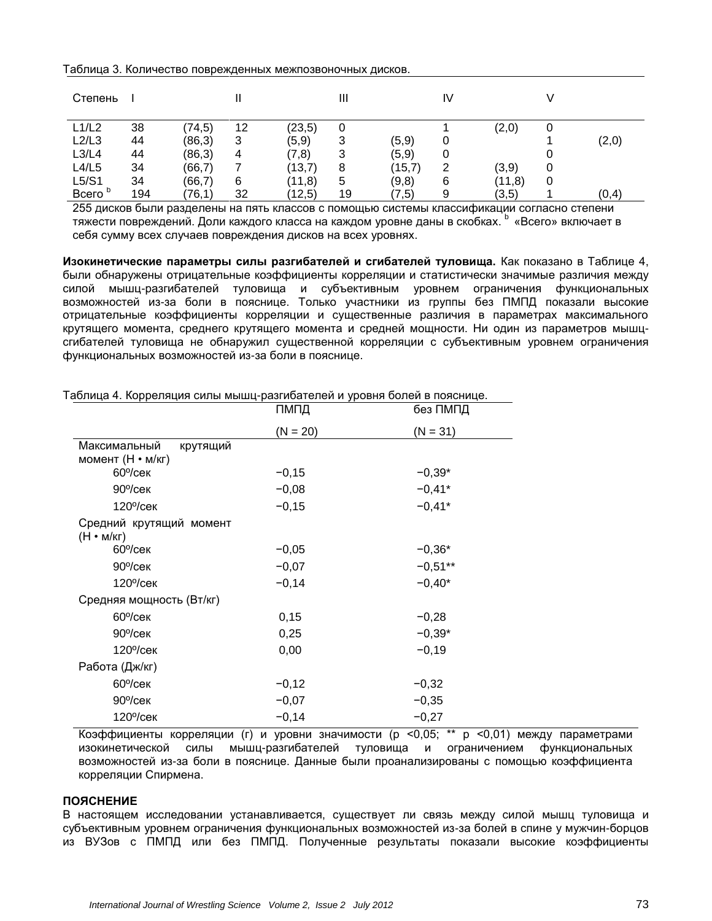Таблица 3. Количество поврежденных межпозвоночных дисков.

| Степень | I | | II | | III | | IV | | V | |
|---|---|---|---|---|---|---|---|---|---|---|
| L1/L2 | 38 | (74,5) | 12 | (23,5) | 0 | | 1 | (2,0) | 0 | |
| L2/L3 | 44 | (86,3) | 3 | (5,9) | 3 | (5,9) | 0 | | 1 | (2,0) |
| L3/L4 | 44 | (86,3) | 4 | (7,8) | 3 | (5,9) | 0 | | 0 | |
| L4/L5 | 34 | (66,7) | 7 | (13,7) | 8 | (15,7) | 2 | (3,9) | 0 | |
| L5/S1 | 34 | (66,7) | 6 | (11,8) | 5 | (9,8) | 6 | (11,8) | 0 | |
| Всего [b] | 194 | (76,1) | 32 | (12,5) | 19 | (7,5) | 9 | (3,5) | 1 | (0,4) |

255 дисков были разделены на пять классов с помощью системы классификации согласно степени тяжести повреждений. Доли каждого класса на каждом уровне даны в скобках. [b] «Всего» включает в себя сумму всех случаев повреждения дисков на всех уровнях.

**Изокинетические параметры силы разгибателей и сгибателей туловища.** Как показано в Таблице 4, были обнаружены отрицательные коэффициенты корреляции и статистически значимые различия между силой мышц-разгибателей туловища и субъективным уровнем ограничения функциональных возможностей из-за боли в пояснице. Только участники из группы без ПМПД показали высокие отрицательные коэффициенты корреляции и существенные различия в параметрах максимального крутящего момента, среднего крутящего момента и средней мощности. Ни один из параметров мышц-сгибателей туловища не обнаружил существенной корреляции с субъективным уровнем ограничения функциональных возможностей из-за боли в пояснице.

Таблица 4. Корреляция силы мышц-разгибателей и уровня болей в пояснице.

| | ПМПД (N = 20) | без ПМПД (N = 31) |
|---|---|---|
| Максимальный крутящий момент (Н • м/кг) | | |
| 60º/сек | −0,15 | −0,39* |
| 90º/сек | −0,08 | −0,41* |
| 120º/сек | −0,15 | −0,41* |
| Средний крутящий момент (Н • м/кг) | | |
| 60º/сек | −0,05 | −0,36* |
| 90º/сек | −0,07 | −0,51** |
| 120º/сек | −0,14 | −0,40* |
| Средняя мощность (Вт/кг) | | |
| 60º/сек | 0,15 | −0,28 |
| 90º/сек | 0,25 | −0,39* |
| 120º/сек | 0,00 | −0,19 |
| Работа (Дж/кг) | | |
| 60º/сек | −0,12 | −0,32 |
| 90º/сек | −0,07 | −0,35 |
| 120º/сек | −0,14 | −0,27 |

Коэффициенты корреляции (r) и уровни значимости (p <0,05; ** p <0,01) между параметрами изокинетической силы мышц-разгибателей туловища и ограничением функциональных возможностей из-за боли в пояснице. Данные были проанализированы с помощью коэффициента корреляции Спирмена.

**ПОЯСНЕНИЕ**

В настоящем исследовании устанавливается, существует ли связь между силой мышц туловища и субъективным уровнем ограничения функциональных возможностей из-за болей в спине у мужчин-борцов из ВУЗов с ПМПД или без ПМПД. Полученные результаты показали высокие коэффициенты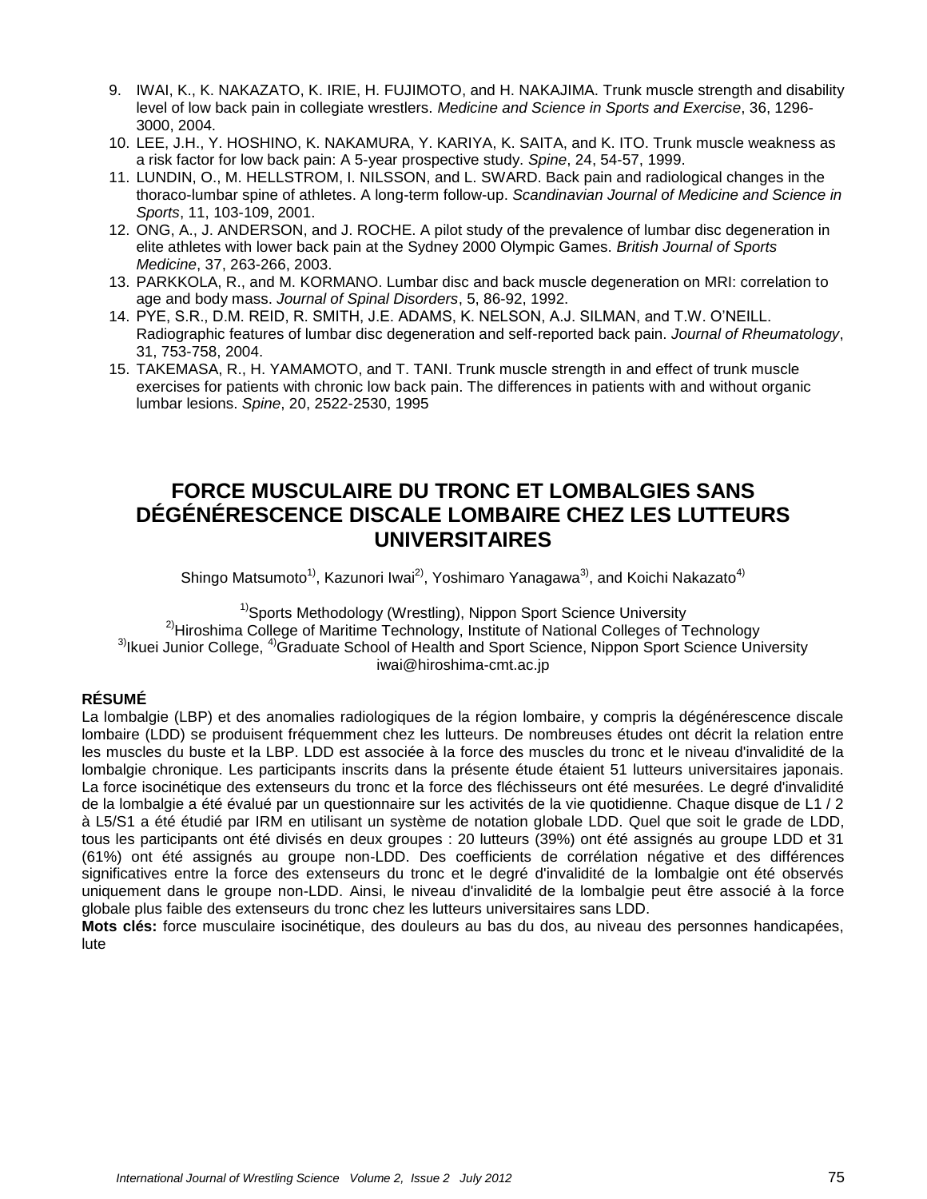9. IWAI, K., K. NAKAZATO, K. IRIE, H. FUJIMOTO, and H. NAKAJIMA. Trunk muscle strength and disability level of low back pain in collegiate wrestlers. *Medicine and Science in Sports and Exercise*, 36, 1296-3000, 2004.
10. LEE, J.H., Y. HOSHINO, K. NAKAMURA, Y. KARIYA, K. SAITA, and K. ITO. Trunk muscle weakness as a risk factor for low back pain: A 5-year prospective study. *Spine*, 24, 54-57, 1999.
11. LUNDIN, O., M. HELLSTROM, I. NILSSON, and L. SWARD. Back pain and radiological changes in the thoraco-lumbar spine of athletes. A long-term follow-up. *Scandinavian Journal of Medicine and Science in Sports*, 11, 103-109, 2001.
12. ONG, A., J. ANDERSON, and J. ROCHE. A pilot study of the prevalence of lumbar disc degeneration in elite athletes with lower back pain at the Sydney 2000 Olympic Games. *British Journal of Sports Medicine*, 37, 263-266, 2003.
13. PARKKOLA, R., and M. KORMANO. Lumbar disc and back muscle degeneration on MRI: correlation to age and body mass. *Journal of Spinal Disorders*, 5, 86-92, 1992.
14. PYE, S.R., D.M. REID, R. SMITH, J.E. ADAMS, K. NELSON, A.J. SILMAN, and T.W. O'NEILL. Radiographic features of lumbar disc degeneration and self-reported back pain. *Journal of Rheumatology*, 31, 753-758, 2004.
15. TAKEMASA, R., H. YAMAMOTO, and T. TANI. Trunk muscle strength in and effect of trunk muscle exercises for patients with chronic low back pain. The differences in patients with and without organic lumbar lesions. *Spine*, 20, 2522-2530, 1995

# FORCE MUSCULAIRE DU TRONC ET LOMBALGIES SANS DÉGÉNÉRESCENCE DISCALE LOMBAIRE CHEZ LES LUTTEURS UNIVERSITAIRES

Shingo Matsumoto[1)], Kazunori Iwai[2)], Yoshimaro Yanagawa[3)], and Koichi Nakazato[4)]

[1)]Sports Methodology (Wrestling), Nippon Sport Science University
[2)]Hiroshima College of Maritime Technology, Institute of National Colleges of Technology
[3)]Ikuei Junior College, [4)]Graduate School of Health and Sport Science, Nippon Sport Science University
iwai@hiroshima-cmt.ac.jp

**RÉSUMÉ**

La lombalgie (LBP) et des anomalies radiologiques de la région lombaire, y compris la dégénérescence discale lombaire (LDD) se produisent fréquemment chez les lutteurs. De nombreuses études ont décrit la relation entre les muscles du buste et la LBP. LDD est associée à la force des muscles du tronc et le niveau d'invalidité de la lombalgie chronique. Les participants inscrits dans la présente étude étaient 51 lutteurs universitaires japonais. La force isocinétique des extenseurs du tronc et la force des fléchisseurs ont été mesurées. Le degré d'invalidité de la lombalgie a été évalué par un questionnaire sur les activités de la vie quotidienne. Chaque disque de L1 / 2 à L5/S1 a été étudié par IRM en utilisant un système de notation globale LDD. Quel que soit le grade de LDD, tous les participants ont été divisés en deux groupes : 20 lutteurs (39%) ont été assignés au groupe LDD et 31 (61%) ont été assignés au groupe non-LDD. Des coefficients de corrélation négative et des différences significatives entre la force des extenseurs du tronc et le degré d'invalidité de la lombalgie ont été observés uniquement dans le groupe non-LDD. Ainsi, le niveau d'invalidité de la lombalgie peut être associé à la force globale plus faible des extenseurs du tronc chez les lutteurs universitaires sans LDD.

**Mots clés:** force musculaire isocinétique, des douleurs au bas du dos, au niveau des personnes handicapées, lute